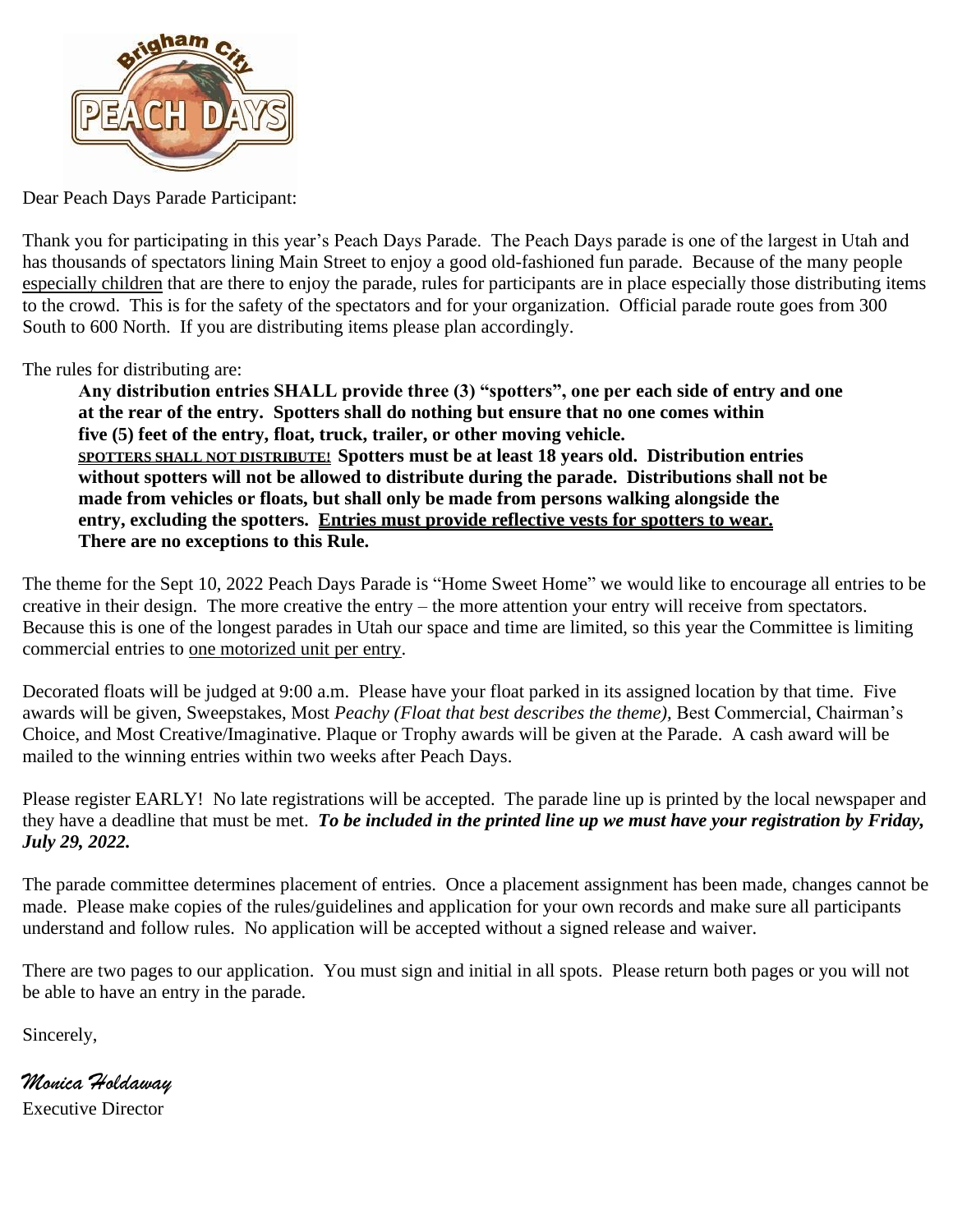Dear Peach Days Parade Participant:

Thank you for participating in this year's Peach Days Parade. The Peach Days parade is one of the largest in Utah and has thousands of spectators lining Main Street to enjoy a good old-fashioned fun parade. Because of the many people especially children that are there to enjoy the parade, rules for participants are in place especially those distributing items to the crowd. This is for the safety of the spectators and for your organization. Official parade route goes from 300 South to 600 North. If you are distributing items please plan accordingly.

The rules for distributing are:

> **Any distribution entries SHALL provide three (3) "spotters", one per each side of entry and one at the rear of the entry. Spotters shall do nothing but ensure that no one comes within five (5) feet of the entry, float, truck, trailer, or other moving vehicle. SPOTTERS SHALL NOT DISTRIBUTE! Spotters must be at least 18 years old. Distribution entries without spotters will not be allowed to distribute during the parade. Distributions shall not be made from vehicles or floats, but shall only be made from persons walking alongside the entry, excluding the spotters. Entries must provide reflective vests for spotters to wear. There are no exceptions to this Rule.**

The theme for the Sept 10, 2022 Peach Days Parade is "Home Sweet Home" we would like to encourage all entries to be creative in their design. The more creative the entry – the more attention your entry will receive from spectators. Because this is one of the longest parades in Utah our space and time are limited, so this year the Committee is limiting commercial entries to one motorized unit per entry.

Decorated floats will be judged at 9:00 a.m. Please have your float parked in its assigned location by that time. Five awards will be given, Sweepstakes, Most *Peachy (Float that best describes the theme)*, Best Commercial, Chairman's Choice, and Most Creative/Imaginative. Plaque or Trophy awards will be given at the Parade. A cash award will be mailed to the winning entries within two weeks after Peach Days.

Please register EARLY! No late registrations will be accepted. The parade line up is printed by the local newspaper and they have a deadline that must be met. ***To be included in the printed line up we must have your registration by Friday, July 29, 2022.***

The parade committee determines placement of entries. Once a placement assignment has been made, changes cannot be made. Please make copies of the rules/guidelines and application for your own records and make sure all participants understand and follow rules. No application will be accepted without a signed release and waiver.

There are two pages to our application. You must sign and initial in all spots. Please return both pages or you will not be able to have an entry in the parade.

Sincerely,

*Monica Holdaway*

Executive Director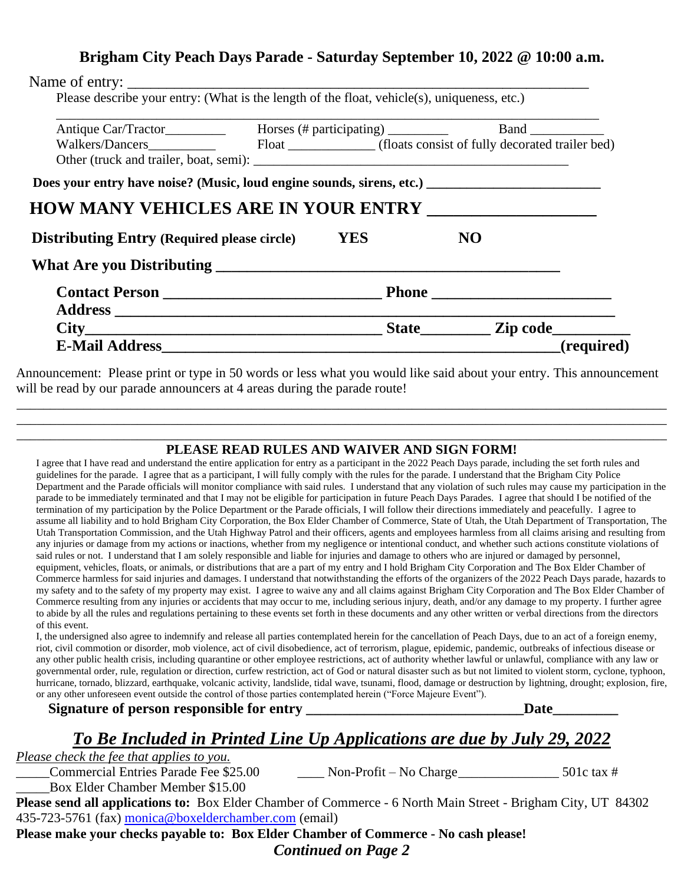## Brigham City Peach Days Parade - Saturday September 10, 2022 @ 10:00 a.m.

Name of entry: ___________________________________________________________

Please describe your entry: (What is the length of the float, vehicle(s), uniqueness, etc.)

_____________________________________________________________________________

Antique Car/Tractor_________ Horses (# participating) _________ Band ___________

Walkers/Dancers__________ Float _____________ (floats consist of fully decorated trailer bed)

Other (truck and trailer, boat, semi): _____________________________________________

**Does your entry have noise? (Music, loud engine sounds, sirens, etc.) ________________________**

## HOW MANY VEHICLES ARE IN YOUR ENTRY ___________________

**Distributing Entry (Required please circle) YES NO**

**What Are you Distributing ____________________________________________**

**Contact Person ____________________________ Phone _______________________**

**Address ___________________________________________________________________**

**City_____________________________________ State_________ Zip code__________**

**E-Mail Address_____________________________________________________(required)**

Announcement: Please print or type in 50 words or less what you would like said about your entry. This announcement will be read by our parade announcers at 4 areas during the parade route!

_____________________________________________________________________________

_____________________________________________________________________________

_____________________________________________________________________________

### PLEASE READ RULES AND WAIVER AND SIGN FORM!

I agree that I have read and understand the entire application for entry as a participant in the 2022 Peach Days parade, including the set forth rules and guidelines for the parade. I agree that as a participant, I will fully comply with the rules for the parade. I understand that the Brigham City Police Department and the Parade officials will monitor compliance with said rules. I understand that any violation of such rules may cause my participation in the parade to be immediately terminated and that I may not be eligible for participation in future Peach Days Parades. I agree that should I be notified of the termination of my participation by the Police Department or the Parade officials, I will follow their directions immediately and peacefully. I agree to assume all liability and to hold Brigham City Corporation, the Box Elder Chamber of Commerce, State of Utah, the Utah Department of Transportation, The Utah Transportation Commission, and the Utah Highway Patrol and their officers, agents and employees harmless from all claims arising and resulting from any injuries or damage from my actions or inactions, whether from my negligence or intentional conduct, and whether such actions constitute violations of said rules or not. I understand that I am solely responsible and liable for injuries and damage to others who are injured or damaged by personnel, equipment, vehicles, floats, or animals, or distributions that are a part of my entry and I hold Brigham City Corporation and The Box Elder Chamber of Commerce harmless for said injuries and damages. I understand that notwithstanding the efforts of the organizers of the 2022 Peach Days parade, hazards to my safety and to the safety of my property may exist. I agree to waive any and all claims against Brigham City Corporation and The Box Elder Chamber of Commerce resulting from any injuries or accidents that may occur to me, including serious injury, death, and/or any damage to my property. I further agree to abide by all the rules and regulations pertaining to these events set forth in these documents and any other written or verbal directions from the directors of this event.

I, the undersigned also agree to indemnify and release all parties contemplated herein for the cancellation of Peach Days, due to an act of a foreign enemy, riot, civil commotion or disorder, mob violence, act of civil disobedience, act of terrorism, plague, epidemic, pandemic, outbreaks of infectious disease or any other public health crisis, including quarantine or other employee restrictions, act of authority whether lawful or unlawful, compliance with any law or governmental order, rule, regulation or direction, curfew restriction, act of God or natural disaster such as but not limited to violent storm, cyclone, typhoon, hurricane, tornado, blizzard, earthquake, volcanic activity, landslide, tidal wave, tsunami, flood, damage or destruction by lightning, drought; explosion, fire, or any other unforeseen event outside the control of those parties contemplated herein ("Force Majeure Event").

**Signature of person responsible for entry _____________________________Date_________**

## *To Be Included in Printed Line Up Applications are due by July 29, 2022*

*Please check the fee that applies to you.*

_____Commercial Entries Parade Fee $25.00 ____ Non-Profit – No Charge_______________ 501c tax #

_____Box Elder Chamber Member $15.00

**Please send all applications to:** Box Elder Chamber of Commerce - 6 North Main Street - Brigham City, UT 84302 435-723-5761 (fax) monica@boxelderchamber.com (email)

**Please make your checks payable to: Box Elder Chamber of Commerce - No cash please!**

***Continued on Page 2***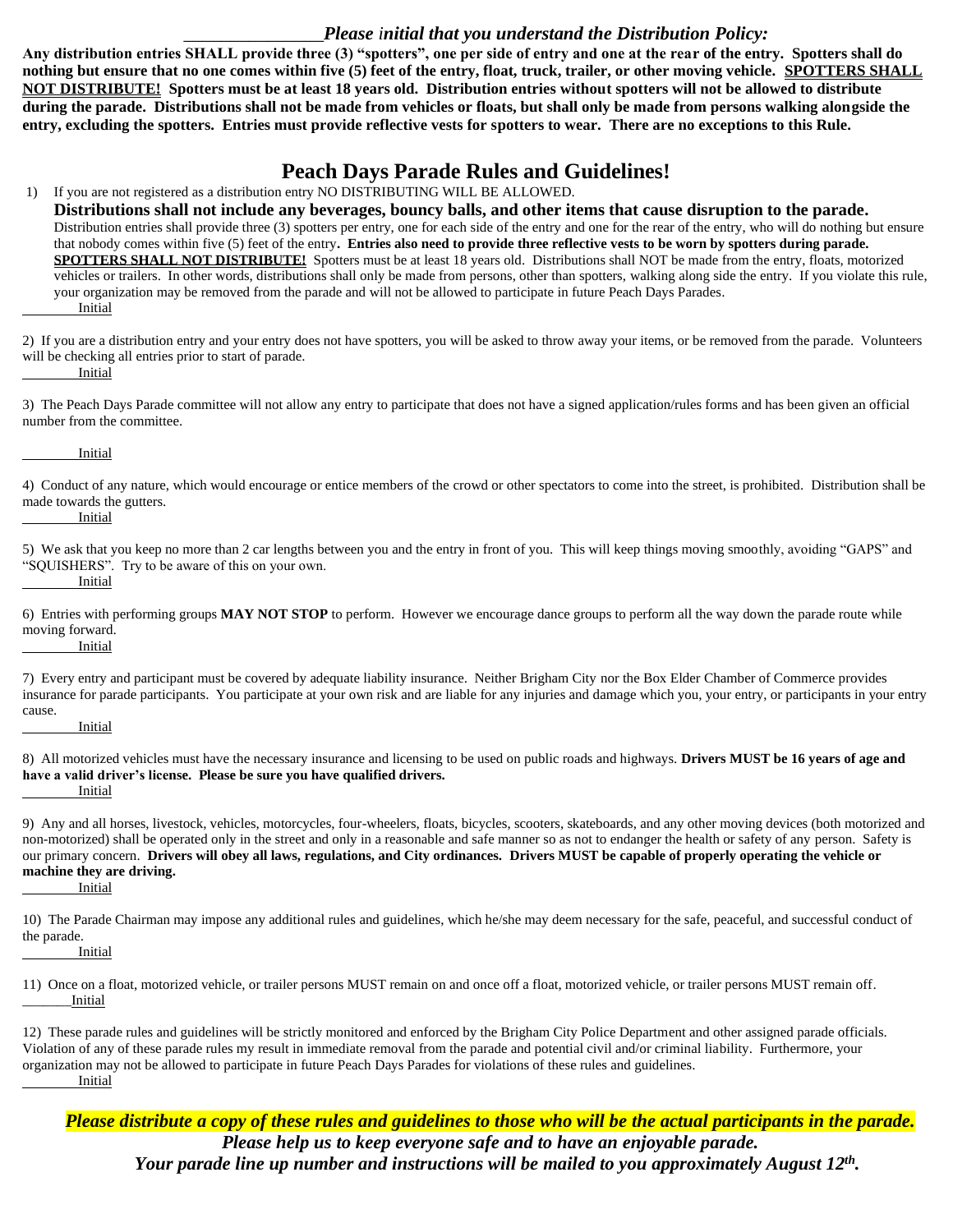_______________*Please initial that you understand the Distribution Policy:*

**Any distribution entries SHALL provide three (3) "spotters", one per side of entry and one at the rear of the entry. Spotters shall do nothing but ensure that no one comes within five (5) feet of the entry, float, truck, trailer, or other moving vehicle. SPOTTERS SHALL NOT DISTRIBUTE! Spotters must be at least 18 years old. Distribution entries without spotters will not be allowed to distribute during the parade. Distributions shall not be made from vehicles or floats, but shall only be made from persons walking alongside the entry, excluding the spotters. Entries must provide reflective vests for spotters to wear. There are no exceptions to this Rule.**

# Peach Days Parade Rules and Guidelines!

1) If you are not registered as a distribution entry NO DISTRIBUTING WILL BE ALLOWED.
**Distributions shall not include any beverages, bouncy balls, and other items that cause disruption to the parade.** Distribution entries shall provide three (3) spotters per entry, one for each side of the entry and one for the rear of the entry, who will do nothing but ensure that nobody comes within five (5) feet of the entry**. Entries also need to provide three reflective vests to be worn by spotters during parade. SPOTTERS SHALL NOT DISTRIBUTE!** Spotters must be at least 18 years old. Distributions shall NOT be made from the entry, floats, motorized vehicles or trailers. In other words, distributions shall only be made from persons, other than spotters, walking along side the entry. If you violate this rule, your organization may be removed from the parade and will not be allowed to participate in future Peach Days Parades.
________Initial

2) If you are a distribution entry and your entry does not have spotters, you will be asked to throw away your items, or be removed from the parade. Volunteers will be checking all entries prior to start of parade.
________Initial

3) The Peach Days Parade committee will not allow any entry to participate that does not have a signed application/rules forms and has been given an official number from the committee.

________Initial

4) Conduct of any nature, which would encourage or entice members of the crowd or other spectators to come into the street, is prohibited. Distribution shall be made towards the gutters.
________Initial

5) We ask that you keep no more than 2 car lengths between you and the entry in front of you. This will keep things moving smoothly, avoiding "GAPS" and "SQUISHERS". Try to be aware of this on your own.
________Initial

6) Entries with performing groups **MAY NOT STOP** to perform. However we encourage dance groups to perform all the way down the parade route while moving forward.
________Initial

7) Every entry and participant must be covered by adequate liability insurance. Neither Brigham City nor the Box Elder Chamber of Commerce provides insurance for parade participants. You participate at your own risk and are liable for any injuries and damage which you, your entry, or participants in your entry cause.
________Initial

8) All motorized vehicles must have the necessary insurance and licensing to be used on public roads and highways. **Drivers MUST be 16 years of age and have a valid driver's license. Please be sure you have qualified drivers.**
________Initial

9) Any and all horses, livestock, vehicles, motorcycles, four-wheelers, floats, bicycles, scooters, skateboards, and any other moving devices (both motorized and non-motorized) shall be operated only in the street and only in a reasonable and safe manner so as not to endanger the health or safety of any person. Safety is our primary concern. **Drivers will obey all laws, regulations, and City ordinances. Drivers MUST be capable of properly operating the vehicle or machine they are driving.**
________Initial

10) The Parade Chairman may impose any additional rules and guidelines, which he/she may deem necessary for the safe, peaceful, and successful conduct of the parade.
________Initial

11) Once on a float, motorized vehicle, or trailer persons MUST remain on and once off a float, motorized vehicle, or trailer persons MUST remain off.
_______Initial

12) These parade rules and guidelines will be strictly monitored and enforced by the Brigham City Police Department and other assigned parade officials. Violation of any of these parade rules my result in immediate removal from the parade and potential civil and/or criminal liability. Furthermore, your organization may not be allowed to participate in future Peach Days Parades for violations of these rules and guidelines.
________Initial

***Please distribute a copy of these rules and guidelines to those who will be the actual participants in the parade.***
***Please help us to keep everyone safe and to have an enjoyable parade.***
***Your parade line up number and instructions will be mailed to you approximately August 12th.***